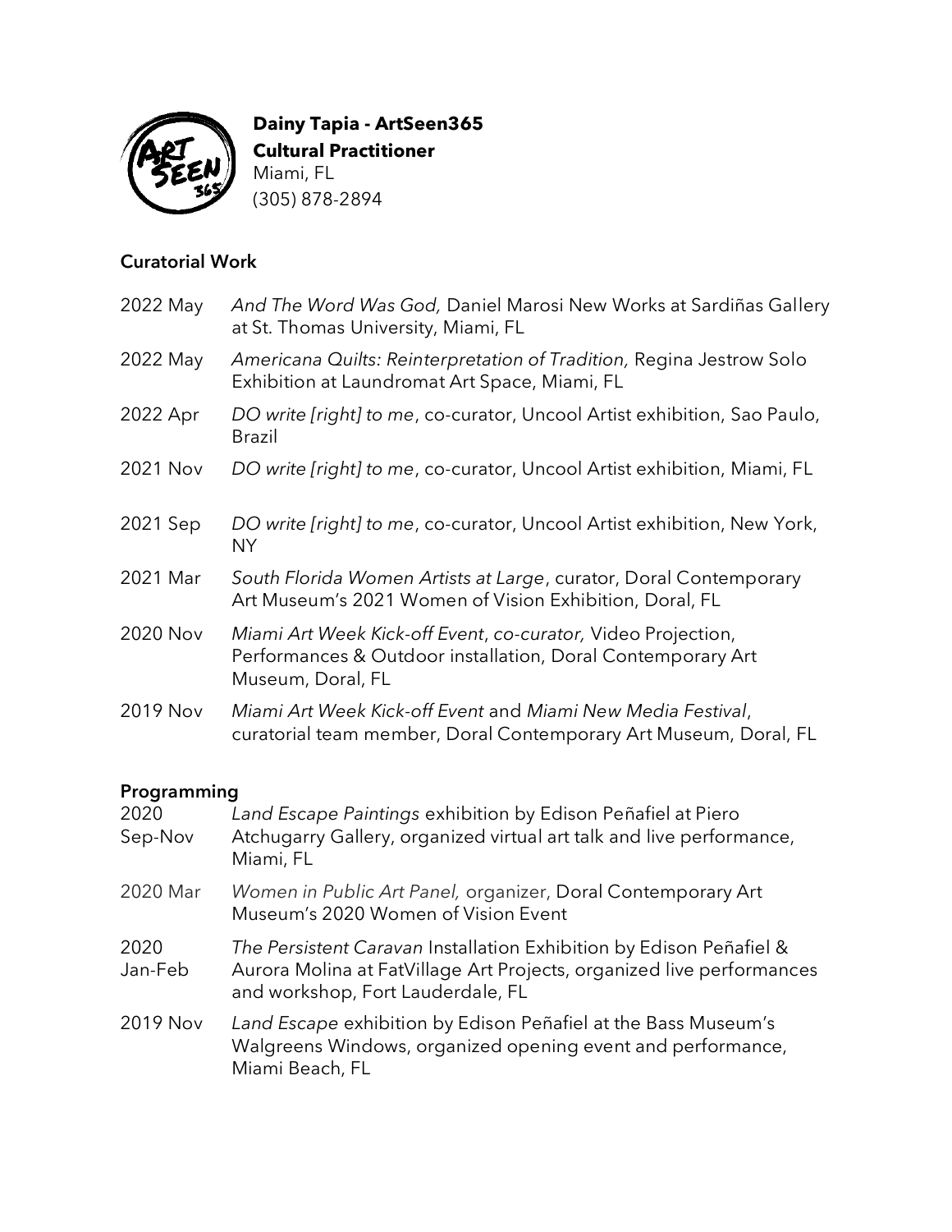**Dainy Tapia - ArtSeen365**
**Cultural Practitioner**
Miami, FL
(305) 878-2894

## Curatorial Work

| | |
|---|---|
| 2022 May | *And The Word Was God,* Daniel Marosi New Works at Sardiñas Gallery at St. Thomas University, Miami, FL |
| 2022 May | *Americana Quilts: Reinterpretation of Tradition,* Regina Jestrow Solo Exhibition at Laundromat Art Space, Miami, FL |
| 2022 Apr | *DO write [right] to me*, co-curator, Uncool Artist exhibition, Sao Paulo, Brazil |
| 2021 Nov | *DO write [right] to me*, co-curator, Uncool Artist exhibition, Miami, FL |
| 2021 Sep | *DO write [right] to me*, co-curator, Uncool Artist exhibition, New York, NY |
| 2021 Mar | *South Florida Women Artists at Large*, curator, Doral Contemporary Art Museum's 2021 Women of Vision Exhibition, Doral, FL |
| 2020 Nov | *Miami Art Week Kick-off Event*, *co-curator,* Video Projection, Performances & Outdoor installation, Doral Contemporary Art Museum, Doral, FL |
| 2019 Nov | *Miami Art Week Kick-off Event* and *Miami New Media Festival*, curatorial team member, Doral Contemporary Art Museum, Doral, FL |

## Programming

| | |
|---|---|
| 2020 Sep-Nov | *Land Escape Paintings* exhibition by Edison Peñafiel at Piero Atchugarry Gallery, organized virtual art talk and live performance, Miami, FL |
| 2020 Mar | *Women in Public Art Panel,* organizer, Doral Contemporary Art Museum's 2020 Women of Vision Event |
| 2020 Jan-Feb | *The Persistent Caravan* Installation Exhibition by Edison Peñafiel & Aurora Molina at FatVillage Art Projects, organized live performances and workshop, Fort Lauderdale, FL |
| 2019 Nov | *Land Escape* exhibition by Edison Peñafiel at the Bass Museum's Walgreens Windows, organized opening event and performance, Miami Beach, FL |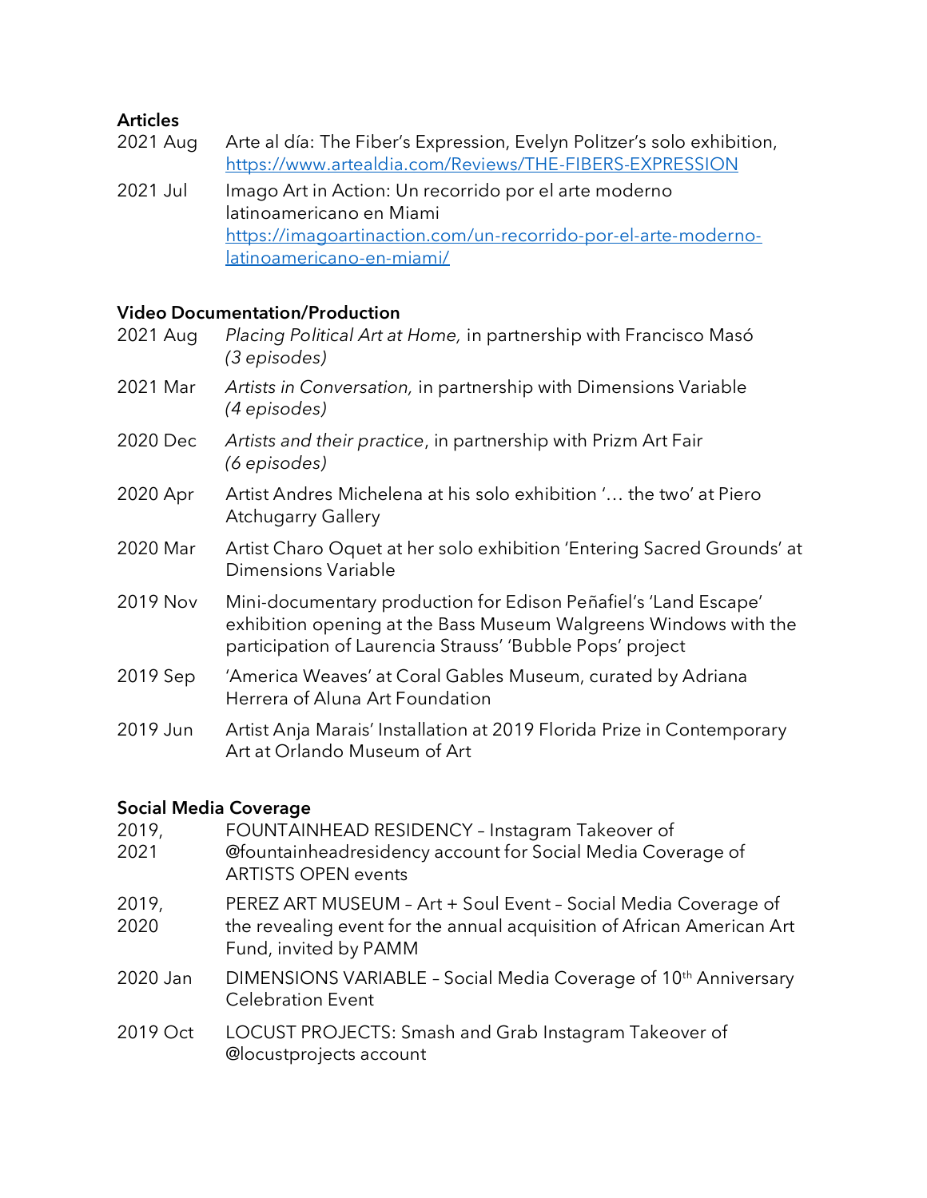**Articles**

2021 Aug Arte al día: The Fiber's Expression, Evelyn Politzer's solo exhibition, [https://www.artealdia.com/Reviews/THE-FIBERS-EXPRESSION](https://www.artealdia.com/Reviews/THE-FIBERS-EXPRESSION)

2021 Jul Imago Art in Action: Un recorrido por el arte moderno latinoamericano en Miami [https://imagoartinaction.com/un-recorrido-por-el-arte-moderno-latinoamericano-en-miami/](https://imagoartinaction.com/un-recorrido-por-el-arte-moderno-latinoamericano-en-miami/)

**Video Documentation/Production**

2021 Aug *Placing Political Art at Home,* in partnership with Francisco Masó *(3 episodes)*

2021 Mar *Artists in Conversation,* in partnership with Dimensions Variable *(4 episodes)*

2020 Dec *Artists and their practice*, in partnership with Prizm Art Fair *(6 episodes)*

2020 Apr Artist Andres Michelena at his solo exhibition '… the two' at Piero Atchugarry Gallery

2020 Mar Artist Charo Oquet at her solo exhibition 'Entering Sacred Grounds' at Dimensions Variable

2019 Nov Mini-documentary production for Edison Peñafiel's 'Land Escape' exhibition opening at the Bass Museum Walgreens Windows with the participation of Laurencia Strauss' 'Bubble Pops' project

2019 Sep 'America Weaves' at Coral Gables Museum, curated by Adriana Herrera of Aluna Art Foundation

2019 Jun Artist Anja Marais' Installation at 2019 Florida Prize in Contemporary Art at Orlando Museum of Art

**Social Media Coverage**

2019, 2021 FOUNTAINHEAD RESIDENCY – Instagram Takeover of @fountainheadresidency account for Social Media Coverage of ARTISTS OPEN events

2019, 2020 PEREZ ART MUSEUM – Art + Soul Event – Social Media Coverage of the revealing event for the annual acquisition of African American Art Fund, invited by PAMM

2020 Jan DIMENSIONS VARIABLE – Social Media Coverage of 10th Anniversary Celebration Event

2019 Oct LOCUST PROJECTS: Smash and Grab Instagram Takeover of @locustprojects account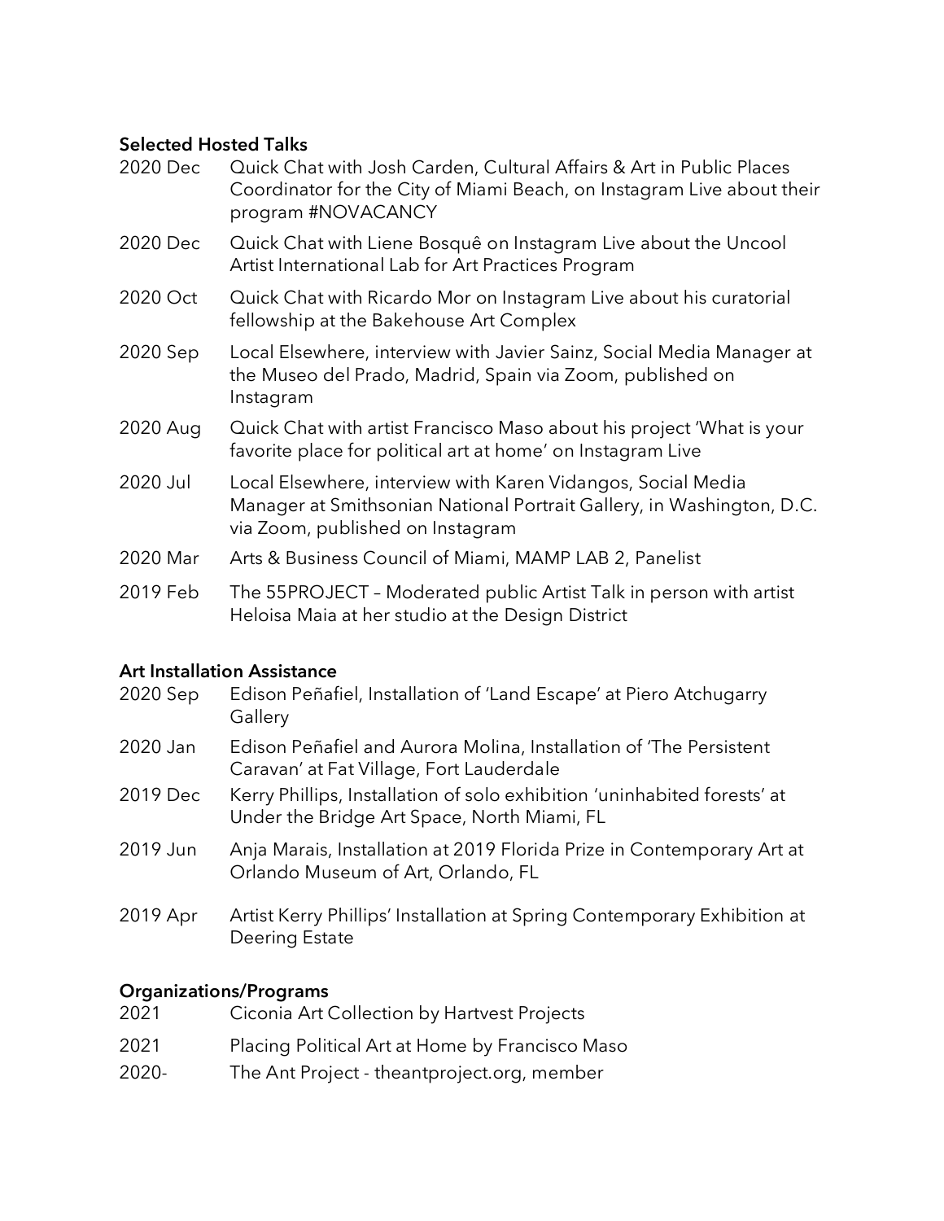### Selected Hosted Talks

| | |
|---|---|
| 2020 Dec | Quick Chat with Josh Carden, Cultural Affairs & Art in Public Places Coordinator for the City of Miami Beach, on Instagram Live about their program #NOVACANCY |
| 2020 Dec | Quick Chat with Liene Bosquê on Instagram Live about the Uncool Artist International Lab for Art Practices Program |
| 2020 Oct | Quick Chat with Ricardo Mor on Instagram Live about his curatorial fellowship at the Bakehouse Art Complex |
| 2020 Sep | Local Elsewhere, interview with Javier Sainz, Social Media Manager at the Museo del Prado, Madrid, Spain via Zoom, published on Instagram |
| 2020 Aug | Quick Chat with artist Francisco Maso about his project 'What is your favorite place for political art at home' on Instagram Live |
| 2020 Jul | Local Elsewhere, interview with Karen Vidangos, Social Media Manager at Smithsonian National Portrait Gallery, in Washington, D.C. via Zoom, published on Instagram |
| 2020 Mar | Arts & Business Council of Miami, MAMP LAB 2, Panelist |
| 2019 Feb | The 55PROJECT – Moderated public Artist Talk in person with artist Heloisa Maia at her studio at the Design District |

### Art Installation Assistance

| | |
|---|---|
| 2020 Sep | Edison Peñafiel, Installation of 'Land Escape' at Piero Atchugarry Gallery |
| 2020 Jan | Edison Peñafiel and Aurora Molina, Installation of 'The Persistent Caravan' at Fat Village, Fort Lauderdale |
| 2019 Dec | Kerry Phillips, Installation of solo exhibition 'uninhabited forests' at Under the Bridge Art Space, North Miami, FL |
| 2019 Jun | Anja Marais, Installation at 2019 Florida Prize in Contemporary Art at Orlando Museum of Art, Orlando, FL |
| 2019 Apr | Artist Kerry Phillips' Installation at Spring Contemporary Exhibition at Deering Estate |

### Organizations/Programs

| | |
|---|---|
| 2021 | Ciconia Art Collection by Hartvest Projects |
| 2021 | Placing Political Art at Home by Francisco Maso |
| 2020- | The Ant Project - theantproject.org, member |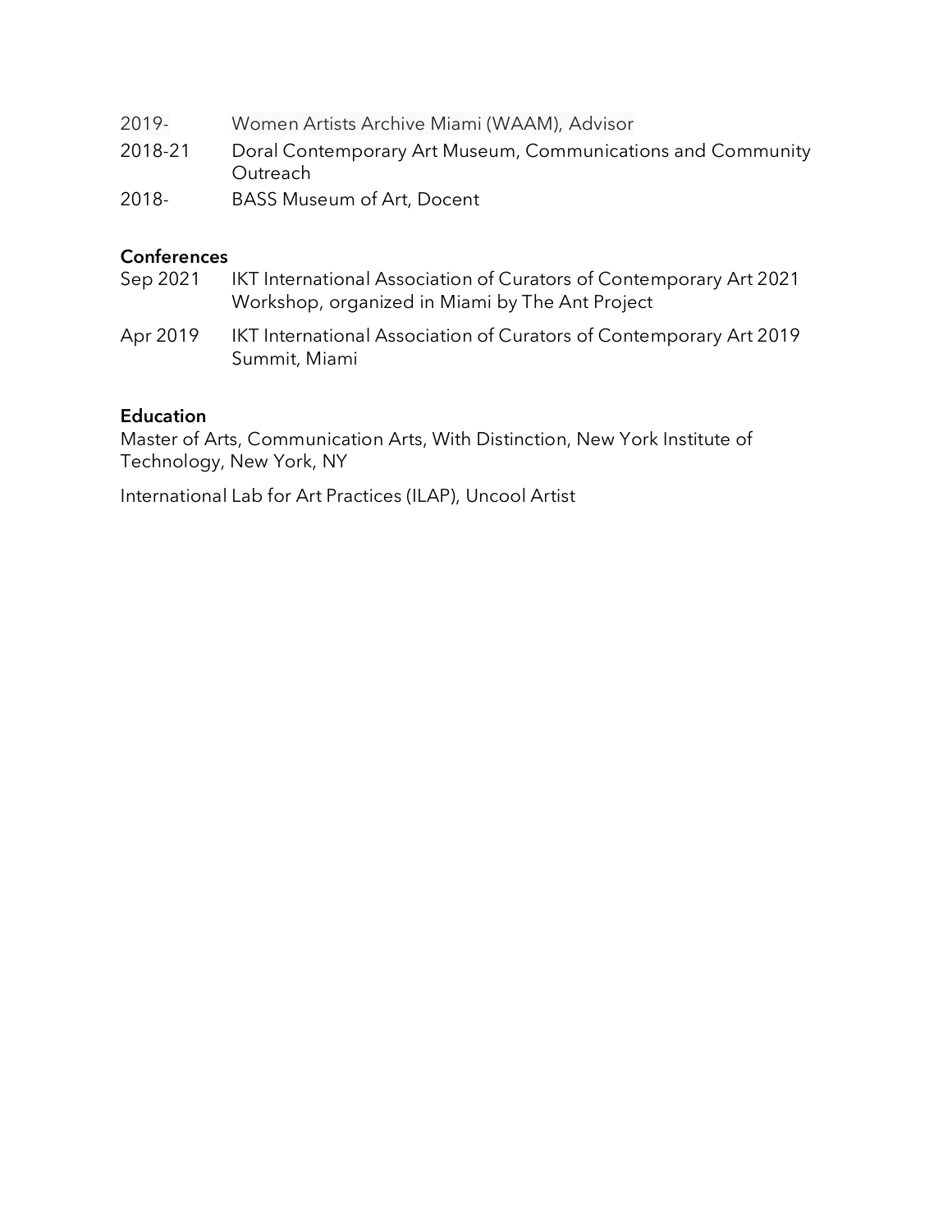| | |
|---|---|
| 2019- | Women Artists Archive Miami (WAAM), Advisor |
| 2018-21 | Doral Contemporary Art Museum, Communications and Community Outreach |
| 2018- | BASS Museum of Art, Docent |

**Conferences**

| | |
|---|---|
| Sep 2021 | IKT International Association of Curators of Contemporary Art 2021 Workshop, organized in Miami by The Ant Project |
| Apr 2019 | IKT International Association of Curators of Contemporary Art 2019 Summit, Miami |

**Education**

Master of Arts, Communication Arts, With Distinction, New York Institute of Technology, New York, NY

International Lab for Art Practices (ILAP), Uncool Artist